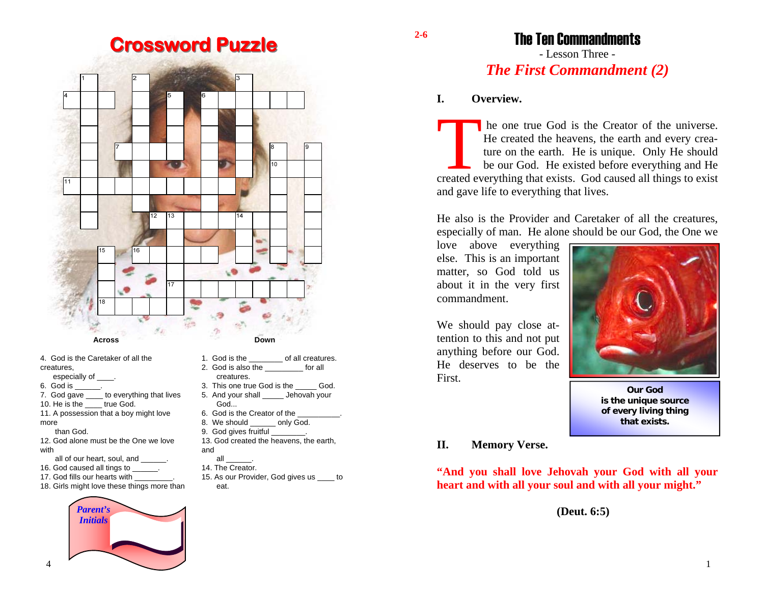# Crossword Puzzle

**Across**

4. God is the Caretaker of all the creatures, especially of ____.
6. God is ______.
7. God gave ____ to everything that lives
10. He is the ____ true God.
11. A possession that a boy might love more than God.
12. God alone must be the One we love with all of our heart, soul, and ______.
16. God caused all tings to ______.
17. God fills our hearts with _________.
18. Girls might love these things more than

**Down**

1. God is the ________ of all creatures.
2. God is also the _________ for all creatures.
3. This one true God is the _____ God.
5. And your shall _____ Jehovah your God...
6. God is the Creator of the __________.
8. We should ______ only God.
9. God gives fruitful ________.
13. God created the heavens, the earth, and all ______.
14. The Creator.
15. As our Provider, God gives us ____ to eat.

*Parent's Initials*

2-6

# The Ten Commandments

- Lesson Three -

## *The First Commandment (2)*

### I. Overview.

The one true God is the Creator of the universe. He created the heavens, the earth and every creature on the earth. He is unique. Only He should be our God. He existed before everything and He created everything that exists. God caused all things to exist and gave life to everything that lives.

He also is the Provider and Caretaker of all the creatures, especially of man. He alone should be our God, the One we love above everything else. This is an important matter, so God told us about it in the very first commandment.

We should pay close attention to this and not put anything before our God. He deserves to be the First.

**Our God is the unique source of every living thing that exists.**

### II. Memory Verse.

**"And you shall love Jehovah your God with all your heart and with all your soul and with all your might."**

**(Deut. 6:5)**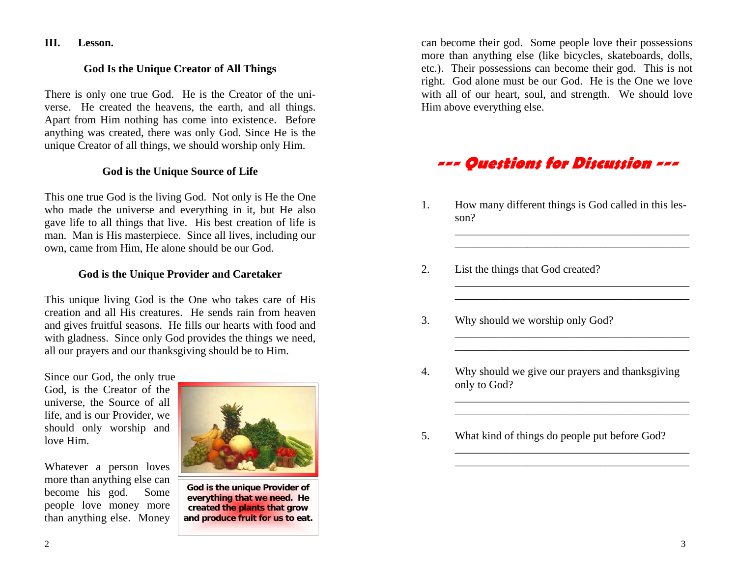## III. Lesson.

### God Is the Unique Creator of All Things

There is only one true God. He is the Creator of the universe. He created the heavens, the earth, and all things. Apart from Him nothing has come into existence. Before anything was created, there was only God. Since He is the unique Creator of all things, we should worship only Him.

### God is the Unique Source of Life

This one true God is the living God. Not only is He the One who made the universe and everything in it, but He also gave life to all things that live. His best creation of life is man. Man is His masterpiece. Since all lives, including our own, came from Him, He alone should be our God.

### God is the Unique Provider and Caretaker

This unique living God is the One who takes care of His creation and all His creatures. He sends rain from heaven and gives fruitful seasons. He fills our hearts with food and with gladness. Since only God provides the things we need, all our prayers and our thanksgiving should be to Him.

Since our God, the only true God, is the Creator of the universe, the Source of all life, and is our Provider, we should only worship and love Him.

**God is the unique Provider of everything that we need. He created the plants that grow and produce fruit for us to eat.**

Whatever a person loves more than anything else can become his god. Some people love money more than anything else. Money can become their god. Some people love their possessions more than anything else (like bicycles, skateboards, dolls, etc.). Their possessions can become their god. This is not right. God alone must be our God. He is the One we love with all of our heart, soul, and strength. We should love Him above everything else.

## --- Questions for Discussion ---

1. How many different things is God called in this lesson?

   ______________________________________________
   ______________________________________________

2. List the things that God created?

   ______________________________________________
   ______________________________________________

3. Why should we worship only God?

   ______________________________________________
   ______________________________________________

4. Why should we give our prayers and thanksgiving only to God?

   ______________________________________________
   ______________________________________________

5. What kind of things do people put before God?

   ______________________________________________
   ______________________________________________